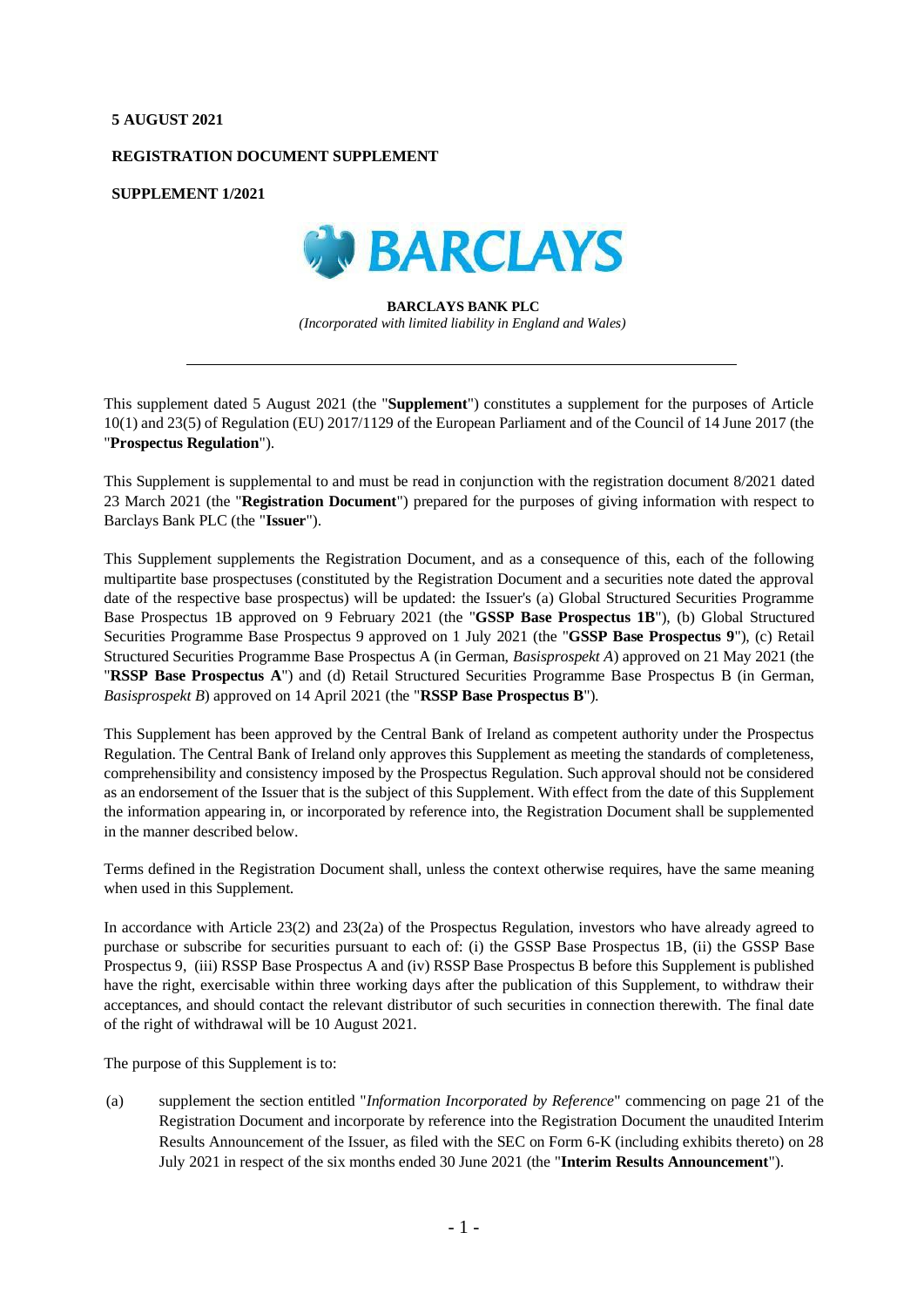**5 AUGUST 2021**

**REGISTRATION DOCUMENT SUPPLEMENT**

**SUPPLEMENT 1/2021**

**BARCLAYS BANK PLC**
*(Incorporated with limited liability in England and Wales)*

---

This supplement dated 5 August 2021 (the "**Supplement**") constitutes a supplement for the purposes of Article 10(1) and 23(5) of Regulation (EU) 2017/1129 of the European Parliament and of the Council of 14 June 2017 (the "**Prospectus Regulation**").

This Supplement is supplemental to and must be read in conjunction with the registration document 8/2021 dated 23 March 2021 (the "**Registration Document**") prepared for the purposes of giving information with respect to Barclays Bank PLC (the "**Issuer**").

This Supplement supplements the Registration Document, and as a consequence of this, each of the following multipartite base prospectuses (constituted by the Registration Document and a securities note dated the approval date of the respective base prospectus) will be updated: the Issuer's (a) Global Structured Securities Programme Base Prospectus 1B approved on 9 February 2021 (the "**GSSP Base Prospectus 1B**"), (b) Global Structured Securities Programme Base Prospectus 9 approved on 1 July 2021 (the "**GSSP Base Prospectus 9**"), (c) Retail Structured Securities Programme Base Prospectus A (in German, *Basisprospekt A*) approved on 21 May 2021 (the "**RSSP Base Prospectus A**") and (d) Retail Structured Securities Programme Base Prospectus B (in German, *Basisprospekt B*) approved on 14 April 2021 (the "**RSSP Base Prospectus B**").

This Supplement has been approved by the Central Bank of Ireland as competent authority under the Prospectus Regulation. The Central Bank of Ireland only approves this Supplement as meeting the standards of completeness, comprehensibility and consistency imposed by the Prospectus Regulation. Such approval should not be considered as an endorsement of the Issuer that is the subject of this Supplement. With effect from the date of this Supplement the information appearing in, or incorporated by reference into, the Registration Document shall be supplemented in the manner described below.

Terms defined in the Registration Document shall, unless the context otherwise requires, have the same meaning when used in this Supplement.

In accordance with Article 23(2) and 23(2a) of the Prospectus Regulation, investors who have already agreed to purchase or subscribe for securities pursuant to each of: (i) the GSSP Base Prospectus 1B, (ii) the GSSP Base Prospectus 9, (iii) RSSP Base Prospectus A and (iv) RSSP Base Prospectus B before this Supplement is published have the right, exercisable within three working days after the publication of this Supplement, to withdraw their acceptances, and should contact the relevant distributor of such securities in connection therewith. The final date of the right of withdrawal will be 10 August 2021.

The purpose of this Supplement is to:

(a) supplement the section entitled "*Information Incorporated by Reference*" commencing on page 21 of the Registration Document and incorporate by reference into the Registration Document the unaudited Interim Results Announcement of the Issuer, as filed with the SEC on Form 6-K (including exhibits thereto) on 28 July 2021 in respect of the six months ended 30 June 2021 (the "**Interim Results Announcement**").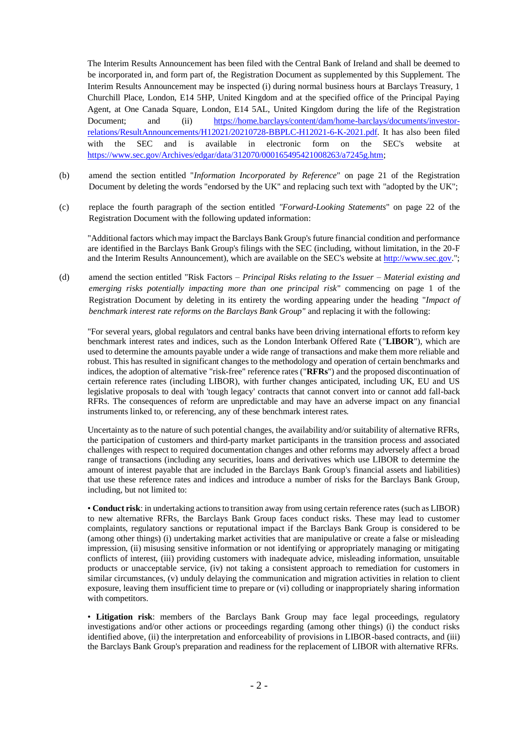The Interim Results Announcement has been filed with the Central Bank of Ireland and shall be deemed to be incorporated in, and form part of, the Registration Document as supplemented by this Supplement. The Interim Results Announcement may be inspected (i) during normal business hours at Barclays Treasury, 1 Churchill Place, London, E14 5HP, United Kingdom and at the specified office of the Principal Paying Agent, at One Canada Square, London, E14 5AL, United Kingdom during the life of the Registration Document; and (ii) https://home.barclays/content/dam/home-barclays/documents/investor-relations/ResultAnnouncements/H12021/20210728-BBPLC-H12021-6-K-2021.pdf. It has also been filed with the SEC and is available in electronic form on the SEC's website at https://www.sec.gov/Archives/edgar/data/312070/000165495421008263/a7245g.htm;

(b) amend the section entitled "*Information Incorporated by Reference*" on page 21 of the Registration Document by deleting the words "endorsed by the UK" and replacing such text with "adopted by the UK";

(c) replace the fourth paragraph of the section entitled *"Forward-Looking Statements*" on page 22 of the Registration Document with the following updated information:

"Additional factors which may impact the Barclays Bank Group's future financial condition and performance are identified in the Barclays Bank Group's filings with the SEC (including, without limitation, in the 20-F and the Interim Results Announcement), which are available on the SEC's website at http://www.sec.gov.";

(d) amend the section entitled "Risk Factors – *Principal Risks relating to the Issuer – Material existing and emerging risks potentially impacting more than one principal risk*" commencing on page 1 of the Registration Document by deleting in its entirety the wording appearing under the heading "*Impact of benchmark interest rate reforms on the Barclays Bank Group"* and replacing it with the following:

"For several years, global regulators and central banks have been driving international efforts to reform key benchmark interest rates and indices, such as the London Interbank Offered Rate ("**LIBOR**"), which are used to determine the amounts payable under a wide range of transactions and make them more reliable and robust. This has resulted in significant changes to the methodology and operation of certain benchmarks and indices, the adoption of alternative "risk-free" reference rates ("**RFRs**") and the proposed discontinuation of certain reference rates (including LIBOR), with further changes anticipated, including UK, EU and US legislative proposals to deal with 'tough legacy' contracts that cannot convert into or cannot add fall-back RFRs. The consequences of reform are unpredictable and may have an adverse impact on any financial instruments linked to, or referencing, any of these benchmark interest rates.

Uncertainty as to the nature of such potential changes, the availability and/or suitability of alternative RFRs, the participation of customers and third-party market participants in the transition process and associated challenges with respect to required documentation changes and other reforms may adversely affect a broad range of transactions (including any securities, loans and derivatives which use LIBOR to determine the amount of interest payable that are included in the Barclays Bank Group's financial assets and liabilities) that use these reference rates and indices and introduce a number of risks for the Barclays Bank Group, including, but not limited to:

• **Conduct risk**: in undertaking actions to transition away from using certain reference rates (such as LIBOR) to new alternative RFRs, the Barclays Bank Group faces conduct risks. These may lead to customer complaints, regulatory sanctions or reputational impact if the Barclays Bank Group is considered to be (among other things) (i) undertaking market activities that are manipulative or create a false or misleading impression, (ii) misusing sensitive information or not identifying or appropriately managing or mitigating conflicts of interest, (iii) providing customers with inadequate advice, misleading information, unsuitable products or unacceptable service, (iv) not taking a consistent approach to remediation for customers in similar circumstances, (v) unduly delaying the communication and migration activities in relation to client exposure, leaving them insufficient time to prepare or (vi) colluding or inappropriately sharing information with competitors.

• **Litigation risk**: members of the Barclays Bank Group may face legal proceedings, regulatory investigations and/or other actions or proceedings regarding (among other things) (i) the conduct risks identified above, (ii) the interpretation and enforceability of provisions in LIBOR-based contracts, and (iii) the Barclays Bank Group's preparation and readiness for the replacement of LIBOR with alternative RFRs.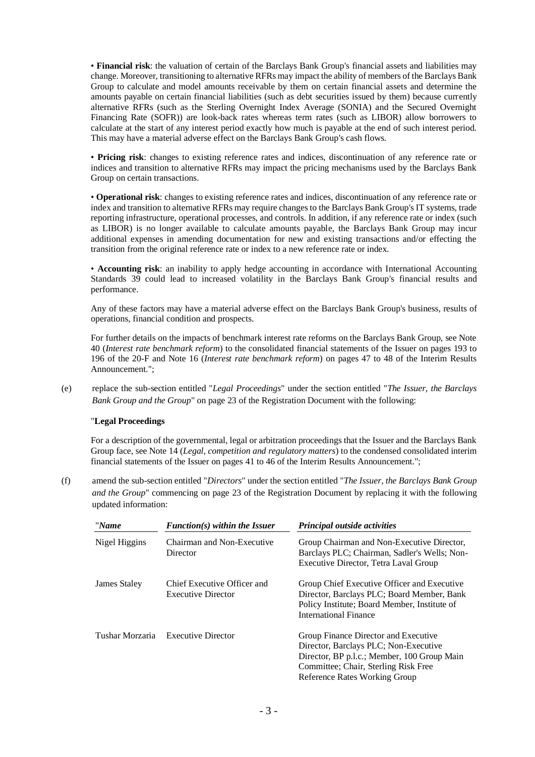• **Financial risk**: the valuation of certain of the Barclays Bank Group's financial assets and liabilities may change. Moreover, transitioning to alternative RFRs may impact the ability of members of the Barclays Bank Group to calculate and model amounts receivable by them on certain financial assets and determine the amounts payable on certain financial liabilities (such as debt securities issued by them) because currently alternative RFRs (such as the Sterling Overnight Index Average (SONIA) and the Secured Overnight Financing Rate (SOFR)) are look-back rates whereas term rates (such as LIBOR) allow borrowers to calculate at the start of any interest period exactly how much is payable at the end of such interest period. This may have a material adverse effect on the Barclays Bank Group's cash flows.

• **Pricing risk**: changes to existing reference rates and indices, discontinuation of any reference rate or indices and transition to alternative RFRs may impact the pricing mechanisms used by the Barclays Bank Group on certain transactions.

• **Operational risk**: changes to existing reference rates and indices, discontinuation of any reference rate or index and transition to alternative RFRs may require changes to the Barclays Bank Group's IT systems, trade reporting infrastructure, operational processes, and controls. In addition, if any reference rate or index (such as LIBOR) is no longer available to calculate amounts payable, the Barclays Bank Group may incur additional expenses in amending documentation for new and existing transactions and/or effecting the transition from the original reference rate or index to a new reference rate or index.

• **Accounting risk**: an inability to apply hedge accounting in accordance with International Accounting Standards 39 could lead to increased volatility in the Barclays Bank Group's financial results and performance.

Any of these factors may have a material adverse effect on the Barclays Bank Group's business, results of operations, financial condition and prospects.

For further details on the impacts of benchmark interest rate reforms on the Barclays Bank Group, see Note 40 (*Interest rate benchmark reform*) to the consolidated financial statements of the Issuer on pages 193 to 196 of the 20-F and Note 16 (*Interest rate benchmark reform*) on pages 47 to 48 of the Interim Results Announcement.";

(e) replace the sub-section entitled "*Legal Proceedings*" under the section entitled "*The Issuer, the Barclays Bank Group and the Group*" on page 23 of the Registration Document with the following:

"**Legal Proceedings**

For a description of the governmental, legal or arbitration proceedings that the Issuer and the Barclays Bank Group face, see Note 14 (*Legal, competition and regulatory matters*) to the condensed consolidated interim financial statements of the Issuer on pages 41 to 46 of the Interim Results Announcement.";

(f) amend the sub-section entitled "*Directors*" under the section entitled "*The Issuer, the Barclays Bank Group and the Group*" commencing on page 23 of the Registration Document by replacing it with the following updated information:

| "*Name* | *Function(s) within the Issuer* | *Principal outside activities* |
|---|---|---|
| Nigel Higgins | Chairman and Non-Executive Director | Group Chairman and Non-Executive Director, Barclays PLC; Chairman, Sadler's Wells; Non-Executive Director, Tetra Laval Group |
| James Staley | Chief Executive Officer and Executive Director | Group Chief Executive Officer and Executive Director, Barclays PLC; Board Member, Bank Policy Institute; Board Member, Institute of International Finance |
| Tushar Morzaria | Executive Director | Group Finance Director and Executive Director, Barclays PLC; Non-Executive Director, BP p.l.c.; Member, 100 Group Main Committee; Chair, Sterling Risk Free Reference Rates Working Group |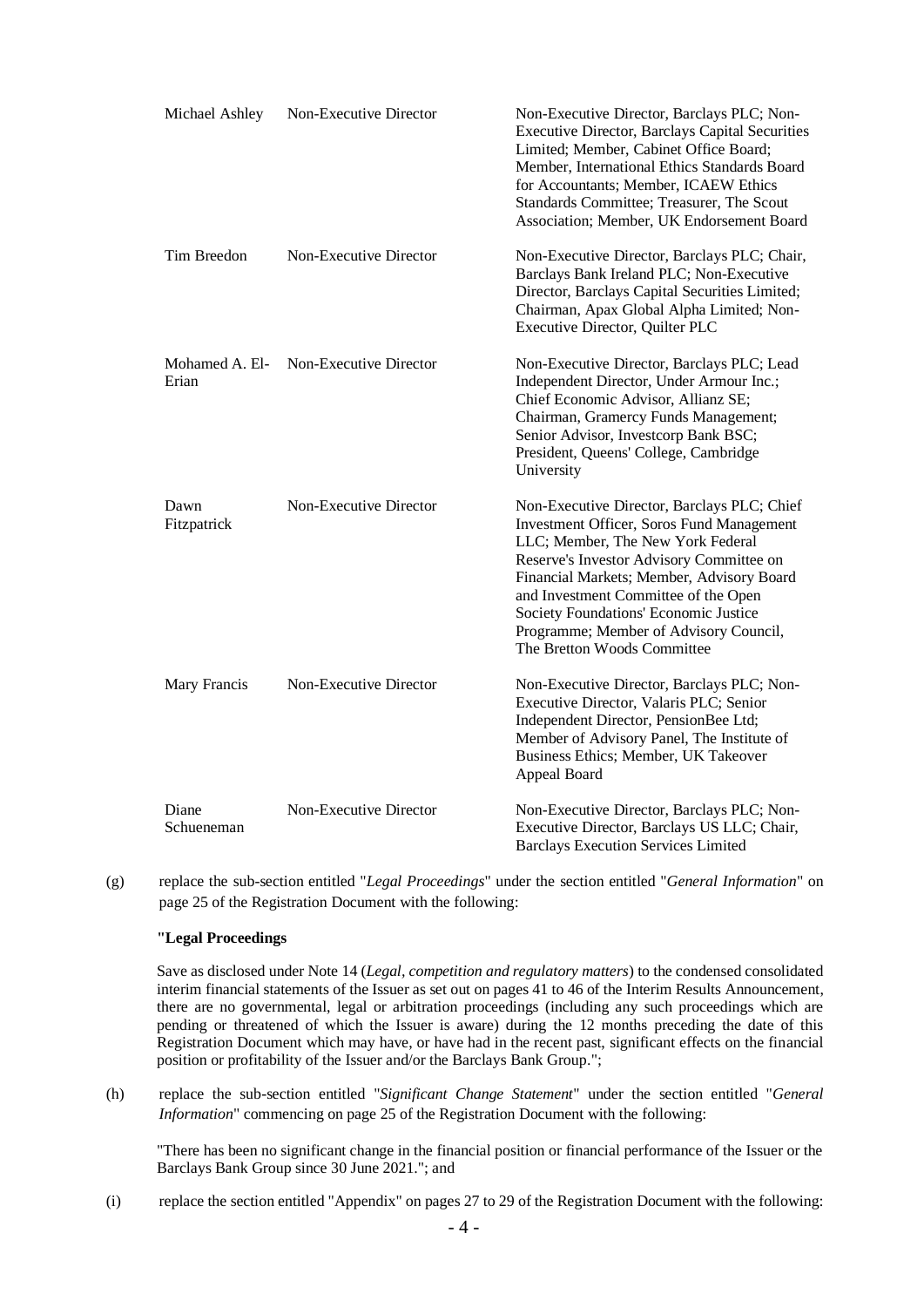| | | |
|---|---|---|
| Michael Ashley | Non-Executive Director | Non-Executive Director, Barclays PLC; Non-Executive Director, Barclays Capital Securities Limited; Member, Cabinet Office Board; Member, International Ethics Standards Board for Accountants; Member, ICAEW Ethics Standards Committee; Treasurer, The Scout Association; Member, UK Endorsement Board |
| Tim Breedon | Non-Executive Director | Non-Executive Director, Barclays PLC; Chair, Barclays Bank Ireland PLC; Non-Executive Director, Barclays Capital Securities Limited; Chairman, Apax Global Alpha Limited; Non-Executive Director, Quilter PLC |
| Mohamed A. El-Erian | Non-Executive Director | Non-Executive Director, Barclays PLC; Lead Independent Director, Under Armour Inc.; Chief Economic Advisor, Allianz SE; Chairman, Gramercy Funds Management; Senior Advisor, Investcorp Bank BSC; President, Queens' College, Cambridge University |
| Dawn Fitzpatrick | Non-Executive Director | Non-Executive Director, Barclays PLC; Chief Investment Officer, Soros Fund Management LLC; Member, The New York Federal Reserve's Investor Advisory Committee on Financial Markets; Member, Advisory Board and Investment Committee of the Open Society Foundations' Economic Justice Programme; Member of Advisory Council, The Bretton Woods Committee |
| Mary Francis | Non-Executive Director | Non-Executive Director, Barclays PLC; Non-Executive Director, Valaris PLC; Senior Independent Director, PensionBee Ltd; Member of Advisory Panel, The Institute of Business Ethics; Member, UK Takeover Appeal Board |
| Diane Schueneman | Non-Executive Director | Non-Executive Director, Barclays PLC; Non-Executive Director, Barclays US LLC; Chair, Barclays Execution Services Limited |

(g) replace the sub-section entitled "*Legal Proceedings*" under the section entitled "*General Information*" on page 25 of the Registration Document with the following:

**"Legal Proceedings**

Save as disclosed under Note 14 (*Legal, competition and regulatory matters*) to the condensed consolidated interim financial statements of the Issuer as set out on pages 41 to 46 of the Interim Results Announcement, there are no governmental, legal or arbitration proceedings (including any such proceedings which are pending or threatened of which the Issuer is aware) during the 12 months preceding the date of this Registration Document which may have, or have had in the recent past, significant effects on the financial position or profitability of the Issuer and/or the Barclays Bank Group.";

(h) replace the sub-section entitled "*Significant Change Statement*" under the section entitled "*General Information*" commencing on page 25 of the Registration Document with the following:

"There has been no significant change in the financial position or financial performance of the Issuer or the Barclays Bank Group since 30 June 2021."; and

(i) replace the section entitled "Appendix" on pages 27 to 29 of the Registration Document with the following: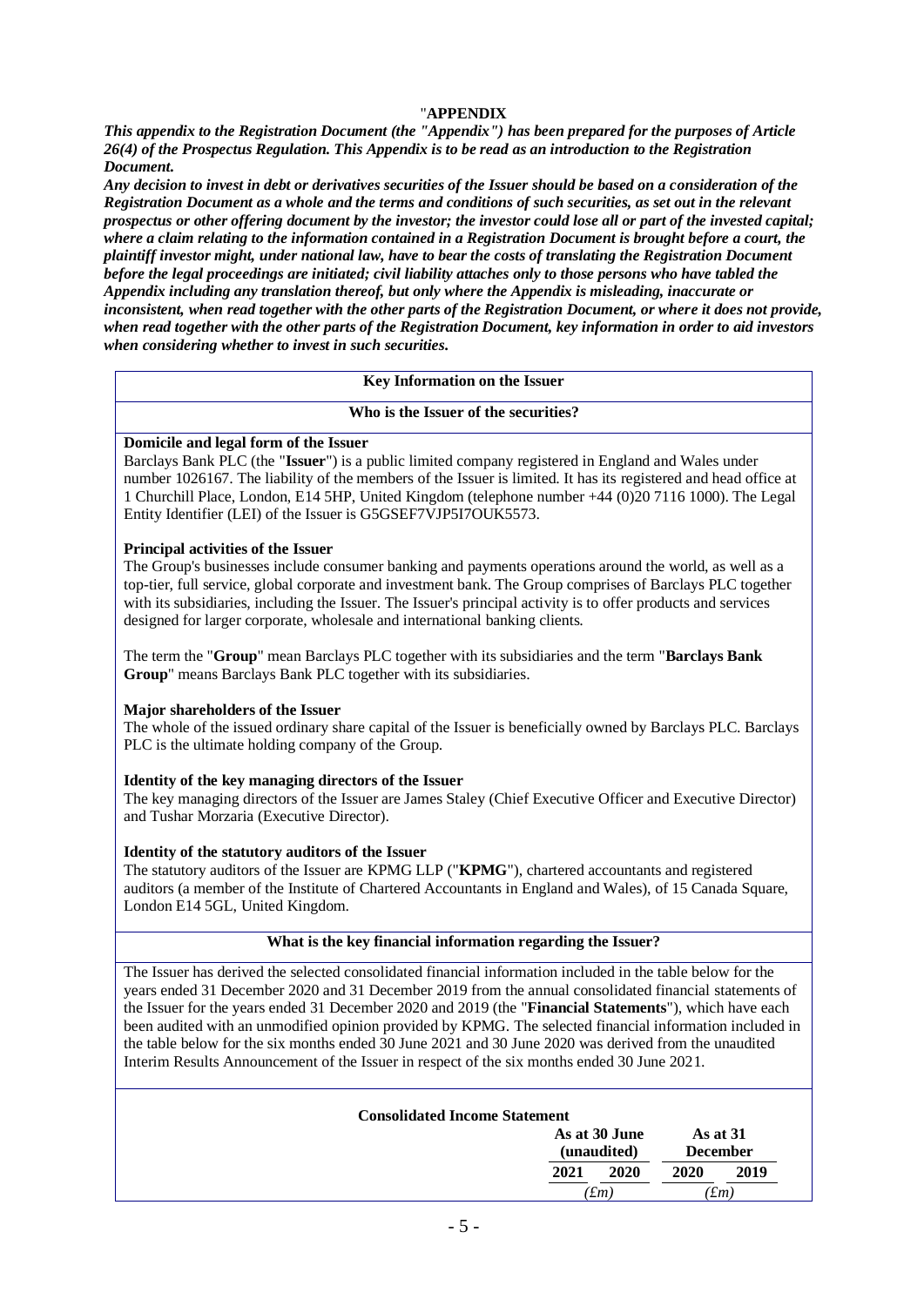"**APPENDIX**

***This appendix to the Registration Document (the "Appendix") has been prepared for the purposes of Article 26(4) of the Prospectus Regulation. This Appendix is to be read as an introduction to the Registration Document.***

***Any decision to invest in debt or derivatives securities of the Issuer should be based on a consideration of the Registration Document as a whole and the terms and conditions of such securities, as set out in the relevant prospectus or other offering document by the investor; the investor could lose all or part of the invested capital; where a claim relating to the information contained in a Registration Document is brought before a court, the plaintiff investor might, under national law, have to bear the costs of translating the Registration Document before the legal proceedings are initiated; civil liability attaches only to those persons who have tabled the Appendix including any translation thereof, but only where the Appendix is misleading, inaccurate or inconsistent, when read together with the other parts of the Registration Document, or where it does not provide, when read together with the other parts of the Registration Document, key information in order to aid investors when considering whether to invest in such securities.***

**Key Information on the Issuer**

**Who is the Issuer of the securities?**

**Domicile and legal form of the Issuer**

Barclays Bank PLC (the "**Issuer**") is a public limited company registered in England and Wales under number 1026167. The liability of the members of the Issuer is limited. It has its registered and head office at 1 Churchill Place, London, E14 5HP, United Kingdom (telephone number +44 (0)20 7116 1000). The Legal Entity Identifier (LEI) of the Issuer is G5GSEF7VJP5I7OUK5573.

**Principal activities of the Issuer**

The Group's businesses include consumer banking and payments operations around the world, as well as a top-tier, full service, global corporate and investment bank. The Group comprises of Barclays PLC together with its subsidiaries, including the Issuer. The Issuer's principal activity is to offer products and services designed for larger corporate, wholesale and international banking clients.

The term the "**Group**" mean Barclays PLC together with its subsidiaries and the term "**Barclays Bank Group**" means Barclays Bank PLC together with its subsidiaries.

**Major shareholders of the Issuer**

The whole of the issued ordinary share capital of the Issuer is beneficially owned by Barclays PLC. Barclays PLC is the ultimate holding company of the Group.

**Identity of the key managing directors of the Issuer**

The key managing directors of the Issuer are James Staley (Chief Executive Officer and Executive Director) and Tushar Morzaria (Executive Director).

**Identity of the statutory auditors of the Issuer**

The statutory auditors of the Issuer are KPMG LLP ("**KPMG**"), chartered accountants and registered auditors (a member of the Institute of Chartered Accountants in England and Wales), of 15 Canada Square, London E14 5GL, United Kingdom.

**What is the key financial information regarding the Issuer?**

The Issuer has derived the selected consolidated financial information included in the table below for the years ended 31 December 2020 and 31 December 2019 from the annual consolidated financial statements of the Issuer for the years ended 31 December 2020 and 2019 (the "**Financial Statements**"), which have each been audited with an unmodified opinion provided by KPMG. The selected financial information included in the table below for the six months ended 30 June 2021 and 30 June 2020 was derived from the unaudited Interim Results Announcement of the Issuer in respect of the six months ended 30 June 2021.

**Consolidated Income Statement**

| | As at 30 June (unaudited) | | As at 31 December | |
|---|---|---|---|---|
| | **2021** | **2020** | **2020** | **2019** |
| | *(£m)* | | *(£m)* | |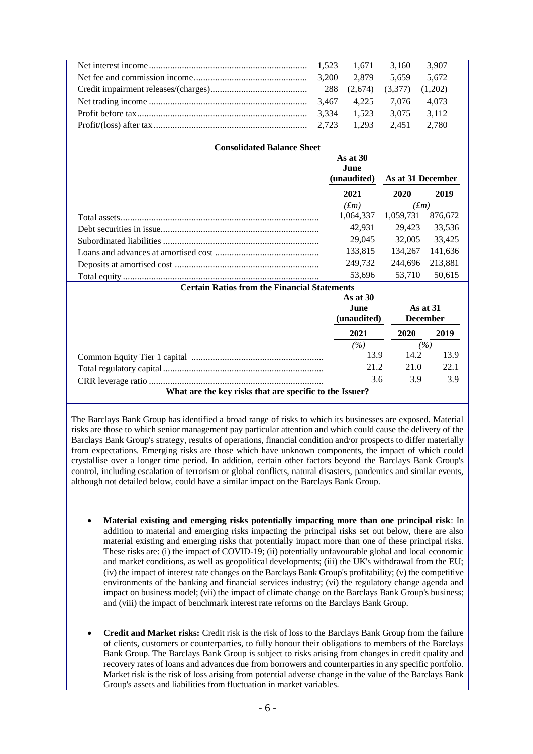| | | | | |
|---|---|---|---|---|
| Net interest income | 1,523 | 1,671 | 3,160 | 3,907 |
| Net fee and commission income | 3,200 | 2,879 | 5,659 | 5,672 |
| Credit impairment releases/(charges) | 288 | (2,674) | (3,377) | (1,202) |
| Net trading income | 3,467 | 4,225 | 7,076 | 4,073 |
| Profit before tax | 3,334 | 1,523 | 3,075 | 3,112 |
| Profit/(loss) after tax | 2,723 | 1,293 | 2,451 | 2,780 |

**Consolidated Balance Sheet**

| | As at 30 June (unaudited) | As at 31 December | |
|---|---|---|---|
| | **2021** | **2020** | **2019** |
| | *(£m)* | *(£m)* | |
| Total assets | 1,064,337 | 1,059,731 | 876,672 |
| Debt securities in issue | 42,931 | 29,423 | 33,536 |
| Subordinated liabilities | 29,045 | 32,005 | 33,425 |
| Loans and advances at amortised cost | 133,815 | 134,267 | 141,636 |
| Deposits at amortised cost | 249,732 | 244,696 | 213,881 |
| Total equity | 53,696 | 53,710 | 50,615 |

**Certain Ratios from the Financial Statements**

| | As at 30 June (unaudited) | As at 31 December | |
|---|---|---|---|
| | **2021** | **2020** | **2019** |
| | *(%)* | *(%)* | |
| Common Equity Tier 1 capital | 13.9 | 14.2 | 13.9 |
| Total regulatory capital | 21.2 | 21.0 | 22.1 |
| CRR leverage ratio | 3.6 | 3.9 | 3.9 |

**What are the key risks that are specific to the Issuer?**

The Barclays Bank Group has identified a broad range of risks to which its businesses are exposed. Material risks are those to which senior management pay particular attention and which could cause the delivery of the Barclays Bank Group's strategy, results of operations, financial condition and/or prospects to differ materially from expectations. Emerging risks are those which have unknown components, the impact of which could crystallise over a longer time period. In addition, certain other factors beyond the Barclays Bank Group's control, including escalation of terrorism or global conflicts, natural disasters, pandemics and similar events, although not detailed below, could have a similar impact on the Barclays Bank Group.

- **Material existing and emerging risks potentially impacting more than one principal risk**: In addition to material and emerging risks impacting the principal risks set out below, there are also material existing and emerging risks that potentially impact more than one of these principal risks. These risks are: (i) the impact of COVID-19; (ii) potentially unfavourable global and local economic and market conditions, as well as geopolitical developments; (iii) the UK's withdrawal from the EU; (iv) the impact of interest rate changes on the Barclays Bank Group's profitability; (v) the competitive environments of the banking and financial services industry; (vi) the regulatory change agenda and impact on business model; (vii) the impact of climate change on the Barclays Bank Group's business; and (viii) the impact of benchmark interest rate reforms on the Barclays Bank Group.

- **Credit and Market risks:** Credit risk is the risk of loss to the Barclays Bank Group from the failure of clients, customers or counterparties, to fully honour their obligations to members of the Barclays Bank Group. The Barclays Bank Group is subject to risks arising from changes in credit quality and recovery rates of loans and advances due from borrowers and counterparties in any specific portfolio. Market risk is the risk of loss arising from potential adverse change in the value of the Barclays Bank Group's assets and liabilities from fluctuation in market variables.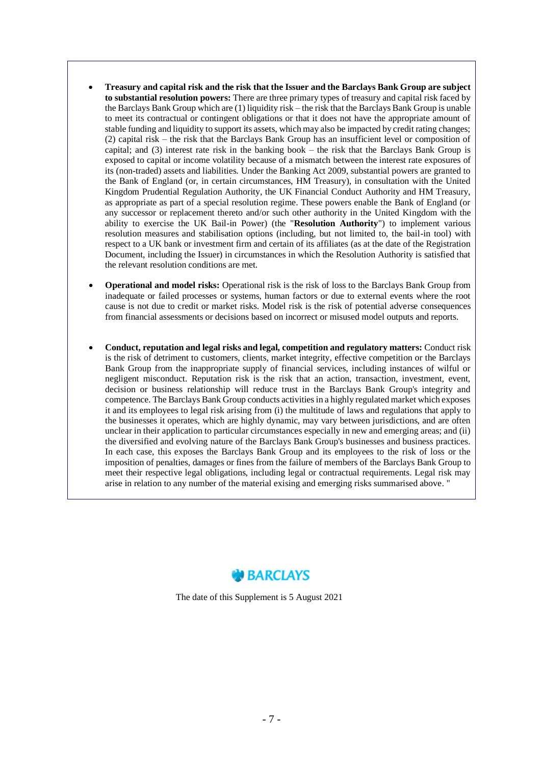- **Treasury and capital risk and the risk that the Issuer and the Barclays Bank Group are subject to substantial resolution powers:** There are three primary types of treasury and capital risk faced by the Barclays Bank Group which are (1) liquidity risk – the risk that the Barclays Bank Group is unable to meet its contractual or contingent obligations or that it does not have the appropriate amount of stable funding and liquidity to support its assets, which may also be impacted by credit rating changes; (2) capital risk – the risk that the Barclays Bank Group has an insufficient level or composition of capital; and (3) interest rate risk in the banking book – the risk that the Barclays Bank Group is exposed to capital or income volatility because of a mismatch between the interest rate exposures of its (non-traded) assets and liabilities. Under the Banking Act 2009, substantial powers are granted to the Bank of England (or, in certain circumstances, HM Treasury), in consultation with the United Kingdom Prudential Regulation Authority, the UK Financial Conduct Authority and HM Treasury, as appropriate as part of a special resolution regime. These powers enable the Bank of England (or any successor or replacement thereto and/or such other authority in the United Kingdom with the ability to exercise the UK Bail-in Power) (the "**Resolution Authority**") to implement various resolution measures and stabilisation options (including, but not limited to, the bail-in tool) with respect to a UK bank or investment firm and certain of its affiliates (as at the date of the Registration Document, including the Issuer) in circumstances in which the Resolution Authority is satisfied that the relevant resolution conditions are met.

- **Operational and model risks:** Operational risk is the risk of loss to the Barclays Bank Group from inadequate or failed processes or systems, human factors or due to external events where the root cause is not due to credit or market risks. Model risk is the risk of potential adverse consequences from financial assessments or decisions based on incorrect or misused model outputs and reports.

- **Conduct, reputation and legal risks and legal, competition and regulatory matters:** Conduct risk is the risk of detriment to customers, clients, market integrity, effective competition or the Barclays Bank Group from the inappropriate supply of financial services, including instances of wilful or negligent misconduct. Reputation risk is the risk that an action, transaction, investment, event, decision or business relationship will reduce trust in the Barclays Bank Group's integrity and competence. The Barclays Bank Group conducts activities in a highly regulated market which exposes it and its employees to legal risk arising from (i) the multitude of laws and regulations that apply to the businesses it operates, which are highly dynamic, may vary between jurisdictions, and are often unclear in their application to particular circumstances especially in new and emerging areas; and (ii) the diversified and evolving nature of the Barclays Bank Group's businesses and business practices. In each case, this exposes the Barclays Bank Group and its employees to the risk of loss or the imposition of penalties, damages or fines from the failure of members of the Barclays Bank Group to meet their respective legal obligations, including legal or contractual requirements. Legal risk may arise in relation to any number of the material exising and emerging risks summarised above. "

BARCLAYS

The date of this Supplement is 5 August 2021